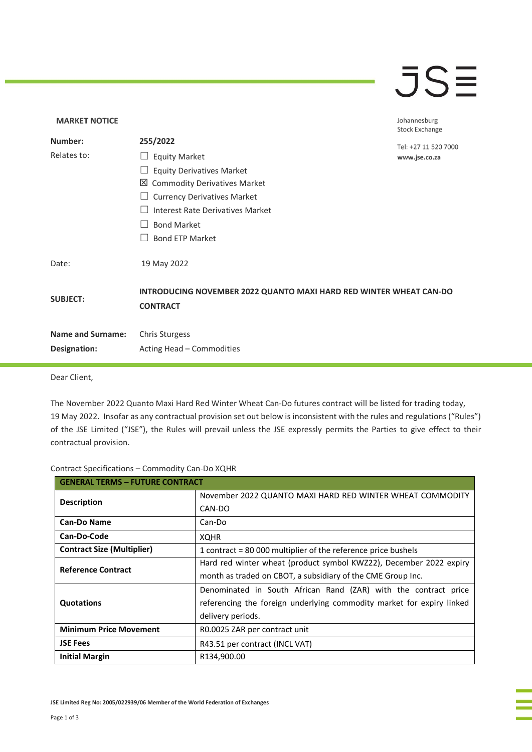JSE

Johannesburg
Stock Exchange

Tel: +27 11 520 7000
www.jse.co.za

**MARKET NOTICE**

| | |
|---|---|
| **Number:** | **255/2022** |
| Relates to: | ☐ Equity Market<br>☐ Equity Derivatives Market<br>☒ Commodity Derivatives Market<br>☐ Currency Derivatives Market<br>☐ Interest Rate Derivatives Market<br>☐ Bond Market<br>☐ Bond ETP Market |
| Date: | 19 May 2022 |
| **SUBJECT:** | **INTRODUCING NOVEMBER 2022 QUANTO MAXI HARD RED WINTER WHEAT CAN-DO CONTRACT** |
| **Name and Surname:** | Chris Sturgess |
| **Designation:** | Acting Head – Commodities |

Dear Client,

The November 2022 Quanto Maxi Hard Red Winter Wheat Can-Do futures contract will be listed for trading today, 19 May 2022. Insofar as any contractual provision set out below is inconsistent with the rules and regulations ("Rules") of the JSE Limited ("JSE"), the Rules will prevail unless the JSE expressly permits the Parties to give effect to their contractual provision.

Contract Specifications – Commodity Can-Do XQHR

| **GENERAL TERMS – FUTURE CONTRACT** | |
|---|---|
| **Description** | November 2022 QUANTO MAXI HARD RED WINTER WHEAT COMMODITY CAN-DO |
| **Can-Do Name** | Can-Do |
| **Can-Do-Code** | XQHR |
| **Contract Size (Multiplier)** | 1 contract = 80 000 multiplier of the reference price bushels |
| **Reference Contract** | Hard red winter wheat (product symbol KWZ22), December 2022 expiry month as traded on CBOT, a subsidiary of the CME Group Inc. |
| **Quotations** | Denominated in South African Rand (ZAR) with the contract price referencing the foreign underlying commodity market for expiry linked delivery periods. |
| **Minimum Price Movement** | R0.0025 ZAR per contract unit |
| **JSE Fees** | R43.51 per contract (INCL VAT) |
| **Initial Margin** | R134,900.00 |

JSE Limited Reg No: 2005/022939/06 Member of the World Federation of Exchanges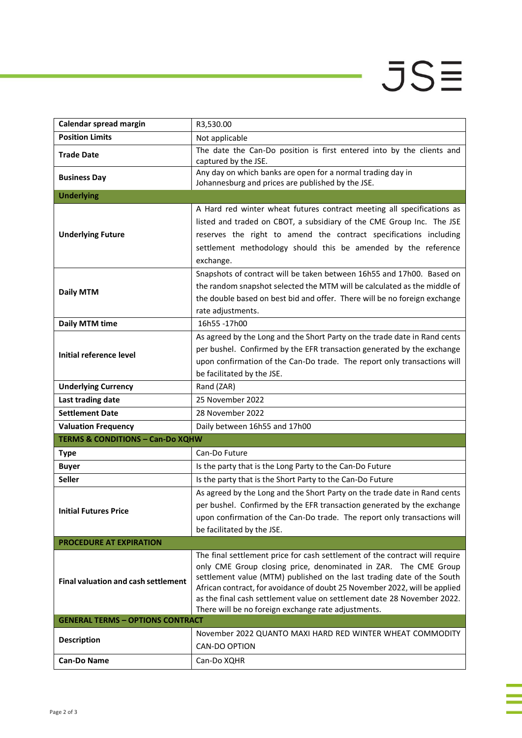| | |
|---|---|
| **Calendar spread margin** | R3,530.00 |
| **Position Limits** | Not applicable |
| **Trade Date** | The date the Can-Do position is first entered into by the clients and captured by the JSE. |
| **Business Day** | Any day on which banks are open for a normal trading day in Johannesburg and prices are published by the JSE. |
| **Underlying** | |
| **Underlying Future** | A Hard red winter wheat futures contract meeting all specifications as listed and traded on CBOT, a subsidiary of the CME Group Inc. The JSE reserves the right to amend the contract specifications including settlement methodology should this be amended by the reference exchange. |
| **Daily MTM** | Snapshots of contract will be taken between 16h55 and 17h00. Based on the random snapshot selected the MTM will be calculated as the middle of the double based on best bid and offer. There will be no foreign exchange rate adjustments. |
| **Daily MTM time** | 16h55 -17h00 |
| **Initial reference level** | As agreed by the Long and the Short Party on the trade date in Rand cents per bushel. Confirmed by the EFR transaction generated by the exchange upon confirmation of the Can-Do trade. The report only transactions will be facilitated by the JSE. |
| **Underlying Currency** | Rand (ZAR) |
| **Last trading date** | 25 November 2022 |
| **Settlement Date** | 28 November 2022 |
| **Valuation Frequency** | Daily between 16h55 and 17h00 |
| **TERMS & CONDITIONS – Can-Do XQHW** | |
| **Type** | Can-Do Future |
| **Buyer** | Is the party that is the Long Party to the Can-Do Future |
| **Seller** | Is the party that is the Short Party to the Can-Do Future |
| **Initial Futures Price** | As agreed by the Long and the Short Party on the trade date in Rand cents per bushel. Confirmed by the EFR transaction generated by the exchange upon confirmation of the Can-Do trade. The report only transactions will be facilitated by the JSE. |
| **PROCEDURE AT EXPIRATION** | |
| **Final valuation and cash settlement** | The final settlement price for cash settlement of the contract will require only CME Group closing price, denominated in ZAR. The CME Group settlement value (MTM) published on the last trading date of the South African contract, for avoidance of doubt 25 November 2022, will be applied as the final cash settlement value on settlement date 28 November 2022. There will be no foreign exchange rate adjustments. |
| **GENERAL TERMS – OPTIONS CONTRACT** | |
| **Description** | November 2022 QUANTO MAXI HARD RED WINTER WHEAT COMMODITY CAN-DO OPTION |
| **Can-Do Name** | Can-Do XQHR |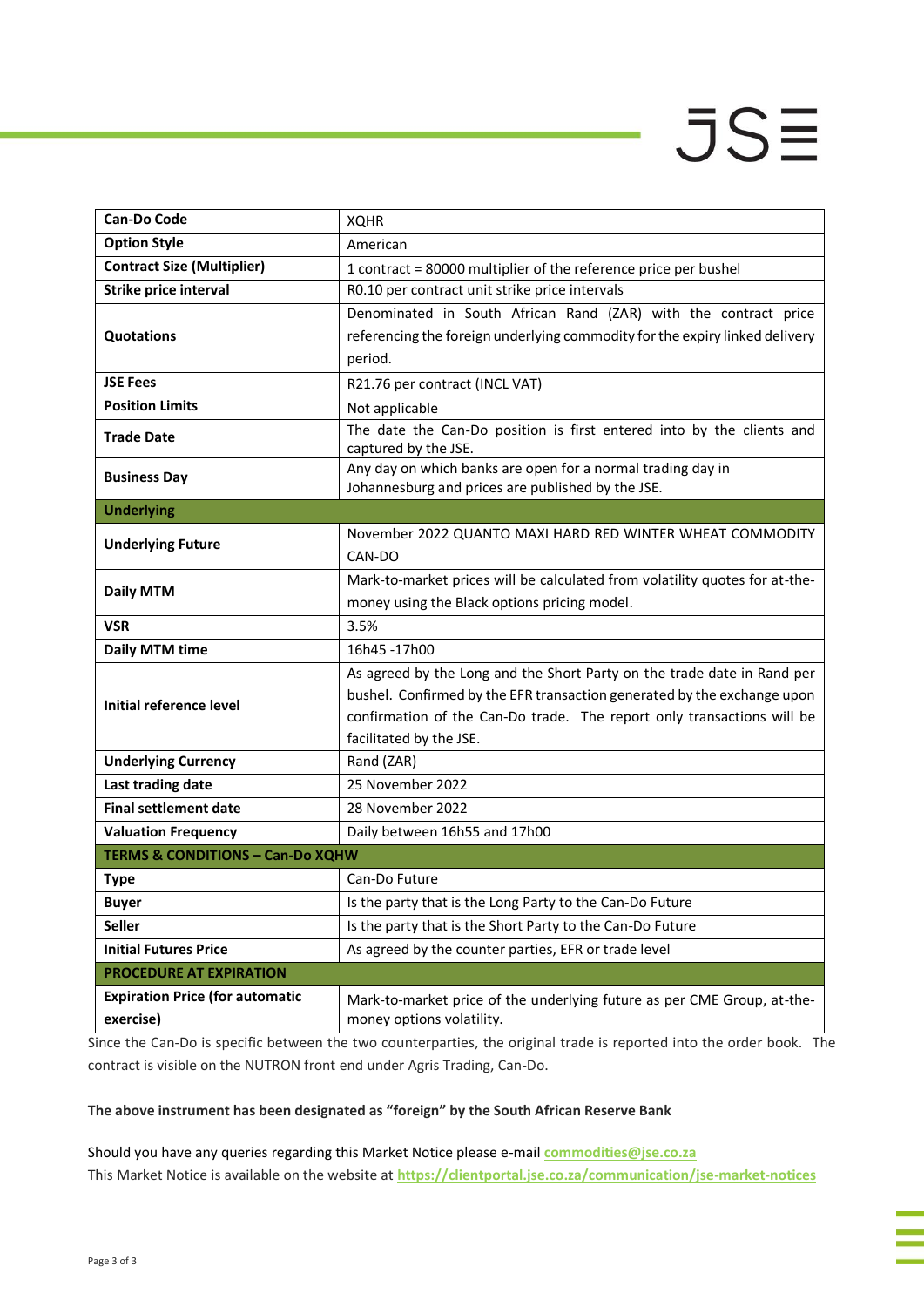| | |
|---|---|
| **Can-Do Code** | XQHR |
| **Option Style** | American |
| **Contract Size (Multiplier)** | 1 contract = 80000 multiplier of the reference price per bushel |
| **Strike price interval** | R0.10 per contract unit strike price intervals |
| **Quotations** | Denominated in South African Rand (ZAR) with the contract price referencing the foreign underlying commodity for the expiry linked delivery period. |
| **JSE Fees** | R21.76 per contract (INCL VAT) |
| **Position Limits** | Not applicable |
| **Trade Date** | The date the Can-Do position is first entered into by the clients and captured by the JSE. |
| **Business Day** | Any day on which banks are open for a normal trading day in Johannesburg and prices are published by the JSE. |
| **Underlying** | |
| **Underlying Future** | November 2022 QUANTO MAXI HARD RED WINTER WHEAT COMMODITY CAN-DO |
| **Daily MTM** | Mark-to-market prices will be calculated from volatility quotes for at-the-money using the Black options pricing model. |
| **VSR** | 3.5% |
| **Daily MTM time** | 16h45 -17h00 |
| **Initial reference level** | As agreed by the Long and the Short Party on the trade date in Rand per bushel. Confirmed by the EFR transaction generated by the exchange upon confirmation of the Can-Do trade. The report only transactions will be facilitated by the JSE. |
| **Underlying Currency** | Rand (ZAR) |
| **Last trading date** | 25 November 2022 |
| **Final settlement date** | 28 November 2022 |
| **Valuation Frequency** | Daily between 16h55 and 17h00 |
| **TERMS & CONDITIONS – Can-Do XQHW** | |
| **Type** | Can-Do Future |
| **Buyer** | Is the party that is the Long Party to the Can-Do Future |
| **Seller** | Is the party that is the Short Party to the Can-Do Future |
| **Initial Futures Price** | As agreed by the counter parties, EFR or trade level |
| **PROCEDURE AT EXPIRATION** | |
| **Expiration Price (for automatic exercise)** | Mark-to-market price of the underlying future as per CME Group, at-the-money options volatility. |

Since the Can-Do is specific between the two counterparties, the original trade is reported into the order book. The contract is visible on the NUTRON front end under Agris Trading, Can-Do.

**The above instrument has been designated as "foreign" by the South African Reserve Bank**

Should you have any queries regarding this Market Notice please e-mail **commodities@jse.co.za**

This Market Notice is available on the website at **https://clientportal.jse.co.za/communication/jse-market-notices**